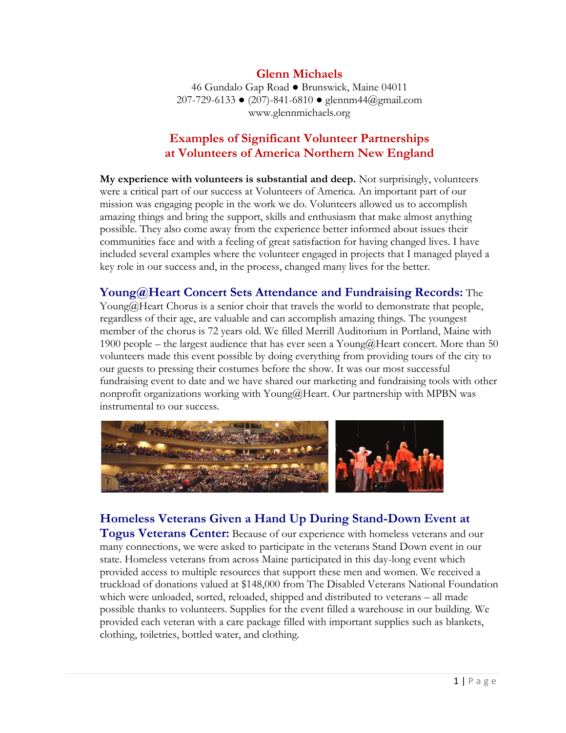# Glenn Michaels

46 Gundalo Gap Road ● Brunswick, Maine 04011
207-729-6133 ● (207)-841-6810 ● glennm44@gmail.com
www.glennmichaels.org

## Examples of Significant Volunteer Partnerships at Volunteers of America Northern New England

**My experience with volunteers is substantial and deep.** Not surprisingly, volunteers were a critical part of our success at Volunteers of America. An important part of our mission was engaging people in the work we do. Volunteers allowed us to accomplish amazing things and bring the support, skills and enthusiasm that make almost anything possible. They also come away from the experience better informed about issues their communities face and with a feeling of great satisfaction for having changed lives. I have included several examples where the volunteer engaged in projects that I managed played a key role in our success and, in the process, changed many lives for the better.

**Young@Heart Concert Sets Attendance and Fundraising Records:** The Young@Heart Chorus is a senior choir that travels the world to demonstrate that people, regardless of their age, are valuable and can accomplish amazing things. The youngest member of the chorus is 72 years old. We filled Merrill Auditorium in Portland, Maine with 1900 people – the largest audience that has ever seen a Young@Heart concert. More than 50 volunteers made this event possible by doing everything from providing tours of the city to our guests to pressing their costumes before the show. It was our most successful fundraising event to date and we have shared our marketing and fundraising tools with other nonprofit organizations working with Young@Heart. Our partnership with MPBN was instrumental to our success.

**Homeless Veterans Given a Hand Up During Stand-Down Event at Togus Veterans Center:** Because of our experience with homeless veterans and our many connections, we were asked to participate in the veterans Stand Down event in our state. Homeless veterans from across Maine participated in this day-long event which provided access to multiple resources that support these men and women. We received a truckload of donations valued at $148,000 from The Disabled Veterans National Foundation which were unloaded, sorted, reloaded, shipped and distributed to veterans – all made possible thanks to volunteers. Supplies for the event filled a warehouse in our building. We provided each veteran with a care package filled with important supplies such as blankets, clothing, toiletries, bottled water, and clothing.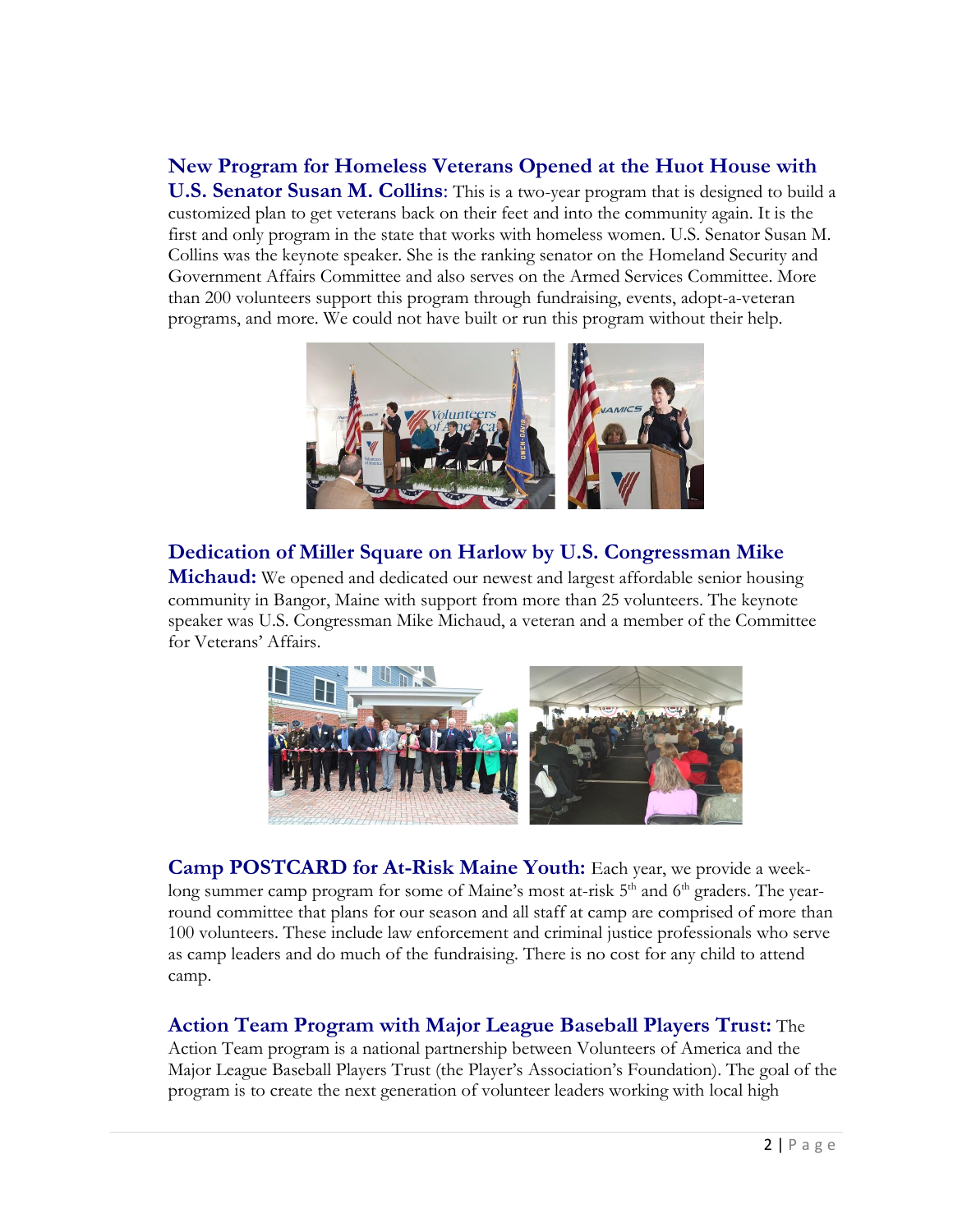**New Program for Homeless Veterans Opened at the Huot House with U.S. Senator Susan M. Collins**: This is a two-year program that is designed to build a customized plan to get veterans back on their feet and into the community again. It is the first and only program in the state that works with homeless women. U.S. Senator Susan M. Collins was the keynote speaker. She is the ranking senator on the Homeland Security and Government Affairs Committee and also serves on the Armed Services Committee. More than 200 volunteers support this program through fundraising, events, adopt-a-veteran programs, and more. We could not have built or run this program without their help.

**Dedication of Miller Square on Harlow by U.S. Congressman Mike Michaud:** We opened and dedicated our newest and largest affordable senior housing community in Bangor, Maine with support from more than 25 volunteers. The keynote speaker was U.S. Congressman Mike Michaud, a veteran and a member of the Committee for Veterans' Affairs.

**Camp POSTCARD for At-Risk Maine Youth:** Each year, we provide a week-long summer camp program for some of Maine's most at-risk 5th and 6th graders. The year-round committee that plans for our season and all staff at camp are comprised of more than 100 volunteers. These include law enforcement and criminal justice professionals who serve as camp leaders and do much of the fundraising. There is no cost for any child to attend camp.

**Action Team Program with Major League Baseball Players Trust:** The Action Team program is a national partnership between Volunteers of America and the Major League Baseball Players Trust (the Player's Association's Foundation). The goal of the program is to create the next generation of volunteer leaders working with local high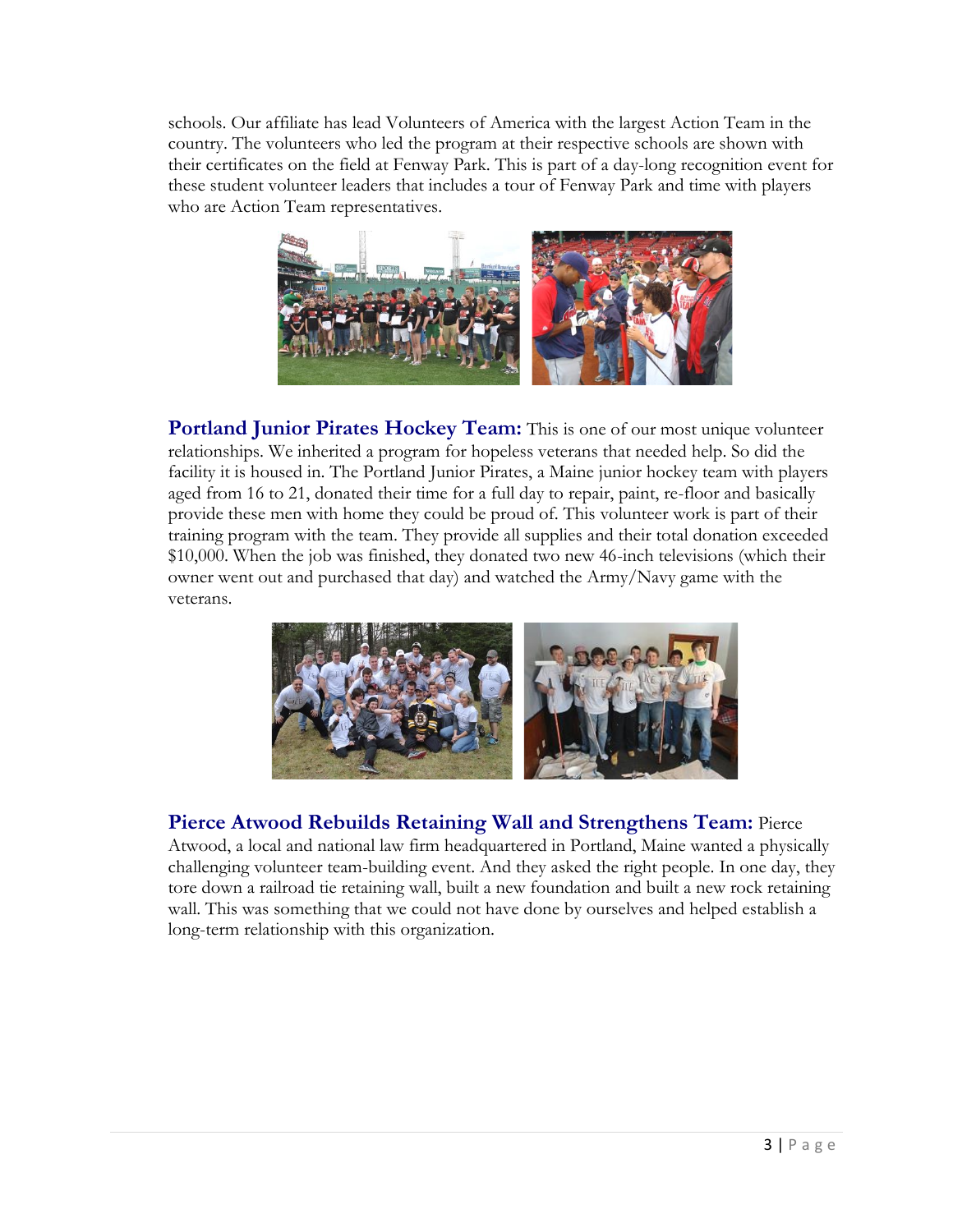schools. Our affiliate has lead Volunteers of America with the largest Action Team in the country. The volunteers who led the program at their respective schools are shown with their certificates on the field at Fenway Park. This is part of a day-long recognition event for these student volunteer leaders that includes a tour of Fenway Park and time with players who are Action Team representatives.

**Portland Junior Pirates Hockey Team:** This is one of our most unique volunteer relationships. We inherited a program for hopeless veterans that needed help. So did the facility it is housed in. The Portland Junior Pirates, a Maine junior hockey team with players aged from 16 to 21, donated their time for a full day to repair, paint, re-floor and basically provide these men with home they could be proud of. This volunteer work is part of their training program with the team. They provide all supplies and their total donation exceeded $10,000. When the job was finished, they donated two new 46-inch televisions (which their owner went out and purchased that day) and watched the Army/Navy game with the veterans.

**Pierce Atwood Rebuilds Retaining Wall and Strengthens Team:** Pierce Atwood, a local and national law firm headquartered in Portland, Maine wanted a physically challenging volunteer team-building event. And they asked the right people. In one day, they tore down a railroad tie retaining wall, built a new foundation and built a new rock retaining wall. This was something that we could not have done by ourselves and helped establish a long-term relationship with this organization.